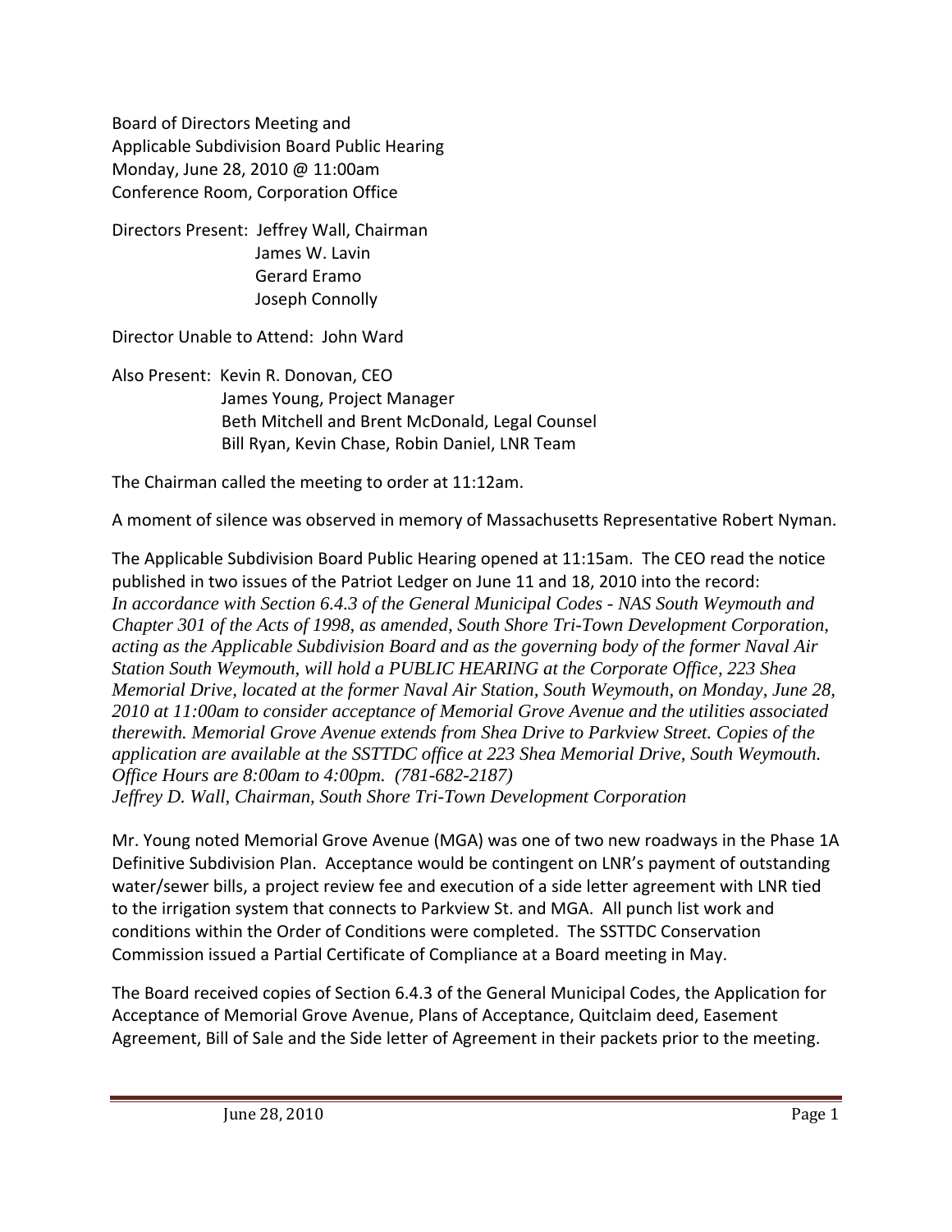Board of Directors Meeting and
Applicable Subdivision Board Public Hearing
Monday, June 28, 2010 @ 11:00am
Conference Room, Corporation Office

Directors Present: Jeffrey Wall, Chairman
James W. Lavin
Gerard Eramo
Joseph Connolly

Director Unable to Attend: John Ward

Also Present: Kevin R. Donovan, CEO
James Young, Project Manager
Beth Mitchell and Brent McDonald, Legal Counsel
Bill Ryan, Kevin Chase, Robin Daniel, LNR Team

The Chairman called the meeting to order at 11:12am.

A moment of silence was observed in memory of Massachusetts Representative Robert Nyman.

The Applicable Subdivision Board Public Hearing opened at 11:15am. The CEO read the notice published in two issues of the Patriot Ledger on June 11 and 18, 2010 into the record:
*In accordance with Section 6.4.3 of the General Municipal Codes - NAS South Weymouth and Chapter 301 of the Acts of 1998, as amended, South Shore Tri-Town Development Corporation, acting as the Applicable Subdivision Board and as the governing body of the former Naval Air Station South Weymouth, will hold a PUBLIC HEARING at the Corporate Office, 223 Shea Memorial Drive, located at the former Naval Air Station, South Weymouth, on Monday, June 28, 2010 at 11:00am to consider acceptance of Memorial Grove Avenue and the utilities associated therewith. Memorial Grove Avenue extends from Shea Drive to Parkview Street. Copies of the application are available at the SSTTDC office at 223 Shea Memorial Drive, South Weymouth. Office Hours are 8:00am to 4:00pm. (781-682-2187)*
*Jeffrey D. Wall, Chairman, South Shore Tri-Town Development Corporation*

Mr. Young noted Memorial Grove Avenue (MGA) was one of two new roadways in the Phase 1A Definitive Subdivision Plan. Acceptance would be contingent on LNR's payment of outstanding water/sewer bills, a project review fee and execution of a side letter agreement with LNR tied to the irrigation system that connects to Parkview St. and MGA. All punch list work and conditions within the Order of Conditions were completed. The SSTTDC Conservation Commission issued a Partial Certificate of Compliance at a Board meeting in May.

The Board received copies of Section 6.4.3 of the General Municipal Codes, the Application for Acceptance of Memorial Grove Avenue, Plans of Acceptance, Quitclaim deed, Easement Agreement, Bill of Sale and the Side letter of Agreement in their packets prior to the meeting.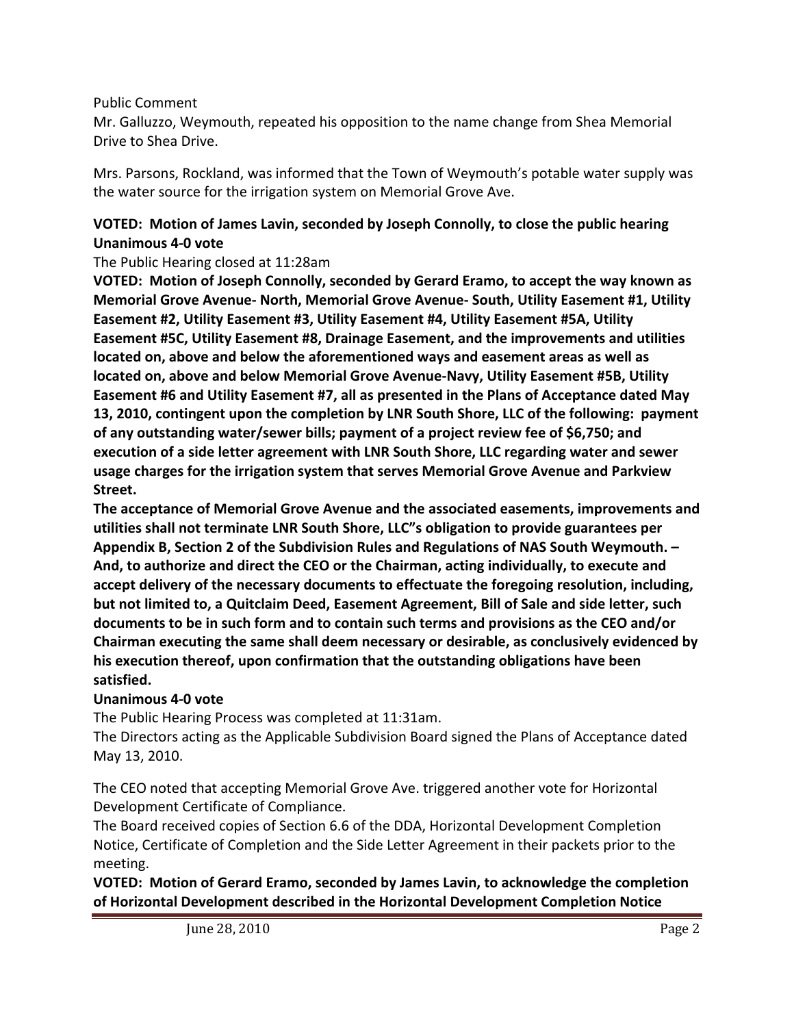Public Comment

Mr. Galluzzo, Weymouth, repeated his opposition to the name change from Shea Memorial Drive to Shea Drive.

Mrs. Parsons, Rockland, was informed that the Town of Weymouth's potable water supply was the water source for the irrigation system on Memorial Grove Ave.

**VOTED: Motion of James Lavin, seconded by Joseph Connolly, to close the public hearing Unanimous 4-0 vote**

The Public Hearing closed at 11:28am

**VOTED: Motion of Joseph Connolly, seconded by Gerard Eramo, to accept the way known as Memorial Grove Avenue- North, Memorial Grove Avenue- South, Utility Easement #1, Utility Easement #2, Utility Easement #3, Utility Easement #4, Utility Easement #5A, Utility Easement #5C, Utility Easement #8, Drainage Easement, and the improvements and utilities located on, above and below the aforementioned ways and easement areas as well as located on, above and below Memorial Grove Avenue-Navy, Utility Easement #5B, Utility Easement #6 and Utility Easement #7, all as presented in the Plans of Acceptance dated May 13, 2010, contingent upon the completion by LNR South Shore, LLC of the following: payment of any outstanding water/sewer bills; payment of a project review fee of $6,750; and execution of a side letter agreement with LNR South Shore, LLC regarding water and sewer usage charges for the irrigation system that serves Memorial Grove Avenue and Parkview Street.**

**The acceptance of Memorial Grove Avenue and the associated easements, improvements and utilities shall not terminate LNR South Shore, LLC"s obligation to provide guarantees per Appendix B, Section 2 of the Subdivision Rules and Regulations of NAS South Weymouth. – And, to authorize and direct the CEO or the Chairman, acting individually, to execute and accept delivery of the necessary documents to effectuate the foregoing resolution, including, but not limited to, a Quitclaim Deed, Easement Agreement, Bill of Sale and side letter, such documents to be in such form and to contain such terms and provisions as the CEO and/or Chairman executing the same shall deem necessary or desirable, as conclusively evidenced by his execution thereof, upon confirmation that the outstanding obligations have been satisfied.**

**Unanimous 4-0 vote**

The Public Hearing Process was completed at 11:31am.

The Directors acting as the Applicable Subdivision Board signed the Plans of Acceptance dated May 13, 2010.

The CEO noted that accepting Memorial Grove Ave. triggered another vote for Horizontal Development Certificate of Compliance.

The Board received copies of Section 6.6 of the DDA, Horizontal Development Completion Notice, Certificate of Completion and the Side Letter Agreement in their packets prior to the meeting.

**VOTED: Motion of Gerard Eramo, seconded by James Lavin, to acknowledge the completion of Horizontal Development described in the Horizontal Development Completion Notice**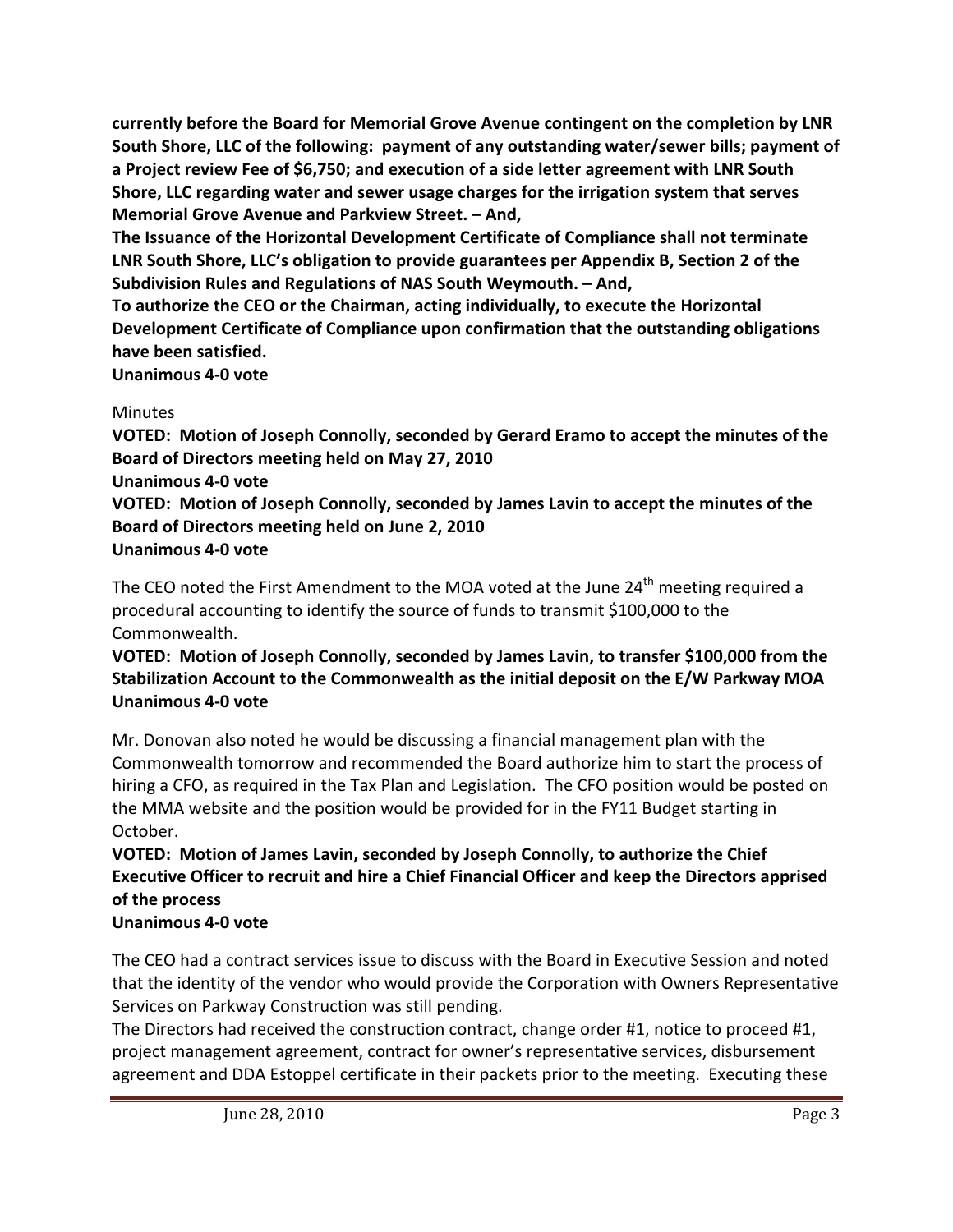**currently before the Board for Memorial Grove Avenue contingent on the completion by LNR South Shore, LLC of the following: payment of any outstanding water/sewer bills; payment of a Project review Fee of $6,750; and execution of a side letter agreement with LNR South Shore, LLC regarding water and sewer usage charges for the irrigation system that serves Memorial Grove Avenue and Parkview Street. – And,**

**The Issuance of the Horizontal Development Certificate of Compliance shall not terminate LNR South Shore, LLC's obligation to provide guarantees per Appendix B, Section 2 of the Subdivision Rules and Regulations of NAS South Weymouth. – And,**

**To authorize the CEO or the Chairman, acting individually, to execute the Horizontal Development Certificate of Compliance upon confirmation that the outstanding obligations have been satisfied.**

**Unanimous 4-0 vote**

Minutes

**VOTED: Motion of Joseph Connolly, seconded by Gerard Eramo to accept the minutes of the Board of Directors meeting held on May 27, 2010**

**Unanimous 4-0 vote**

**VOTED: Motion of Joseph Connolly, seconded by James Lavin to accept the minutes of the Board of Directors meeting held on June 2, 2010**

**Unanimous 4-0 vote**

The CEO noted the First Amendment to the MOA voted at the June 24th meeting required a procedural accounting to identify the source of funds to transmit $100,000 to the Commonwealth.

**VOTED: Motion of Joseph Connolly, seconded by James Lavin, to transfer $100,000 from the Stabilization Account to the Commonwealth as the initial deposit on the E/W Parkway MOA**

**Unanimous 4-0 vote**

Mr. Donovan also noted he would be discussing a financial management plan with the Commonwealth tomorrow and recommended the Board authorize him to start the process of hiring a CFO, as required in the Tax Plan and Legislation. The CFO position would be posted on the MMA website and the position would be provided for in the FY11 Budget starting in October.

**VOTED: Motion of James Lavin, seconded by Joseph Connolly, to authorize the Chief Executive Officer to recruit and hire a Chief Financial Officer and keep the Directors apprised of the process**

**Unanimous 4-0 vote**

The CEO had a contract services issue to discuss with the Board in Executive Session and noted that the identity of the vendor who would provide the Corporation with Owners Representative Services on Parkway Construction was still pending.

The Directors had received the construction contract, change order #1, notice to proceed #1, project management agreement, contract for owner's representative services, disbursement agreement and DDA Estoppel certificate in their packets prior to the meeting. Executing these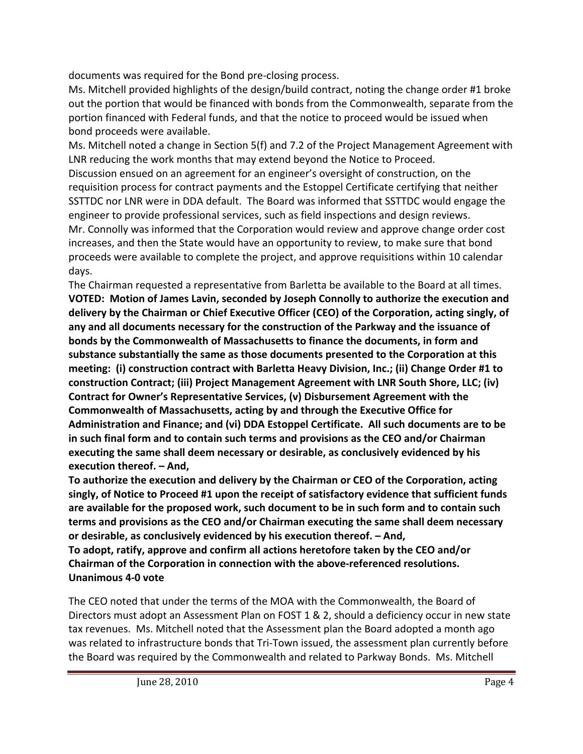documents was required for the Bond pre-closing process.

Ms. Mitchell provided highlights of the design/build contract, noting the change order #1 broke out the portion that would be financed with bonds from the Commonwealth, separate from the portion financed with Federal funds, and that the notice to proceed would be issued when bond proceeds were available.

Ms. Mitchell noted a change in Section 5(f) and 7.2 of the Project Management Agreement with LNR reducing the work months that may extend beyond the Notice to Proceed.

Discussion ensued on an agreement for an engineer's oversight of construction, on the requisition process for contract payments and the Estoppel Certificate certifying that neither SSTTDC nor LNR were in DDA default. The Board was informed that SSTTDC would engage the engineer to provide professional services, such as field inspections and design reviews.

Mr. Connolly was informed that the Corporation would review and approve change order cost increases, and then the State would have an opportunity to review, to make sure that bond proceeds were available to complete the project, and approve requisitions within 10 calendar days.

The Chairman requested a representative from Barletta be available to the Board at all times.

**VOTED: Motion of James Lavin, seconded by Joseph Connolly to authorize the execution and delivery by the Chairman or Chief Executive Officer (CEO) of the Corporation, acting singly, of any and all documents necessary for the construction of the Parkway and the issuance of bonds by the Commonwealth of Massachusetts to finance the documents, in form and substance substantially the same as those documents presented to the Corporation at this meeting: (i) construction contract with Barletta Heavy Division, Inc.; (ii) Change Order #1 to construction Contract; (iii) Project Management Agreement with LNR South Shore, LLC; (iv) Contract for Owner's Representative Services, (v) Disbursement Agreement with the Commonwealth of Massachusetts, acting by and through the Executive Office for Administration and Finance; and (vi) DDA Estoppel Certificate. All such documents are to be in such final form and to contain such terms and provisions as the CEO and/or Chairman executing the same shall deem necessary or desirable, as conclusively evidenced by his execution thereof. – And,**

**To authorize the execution and delivery by the Chairman or CEO of the Corporation, acting singly, of Notice to Proceed #1 upon the receipt of satisfactory evidence that sufficient funds are available for the proposed work, such document to be in such form and to contain such terms and provisions as the CEO and/or Chairman executing the same shall deem necessary or desirable, as conclusively evidenced by his execution thereof. – And,**

**To adopt, ratify, approve and confirm all actions heretofore taken by the CEO and/or Chairman of the Corporation in connection with the above-referenced resolutions.**

**Unanimous 4-0 vote**

The CEO noted that under the terms of the MOA with the Commonwealth, the Board of Directors must adopt an Assessment Plan on FOST 1 & 2, should a deficiency occur in new state tax revenues. Ms. Mitchell noted that the Assessment plan the Board adopted a month ago was related to infrastructure bonds that Tri-Town issued, the assessment plan currently before the Board was required by the Commonwealth and related to Parkway Bonds. Ms. Mitchell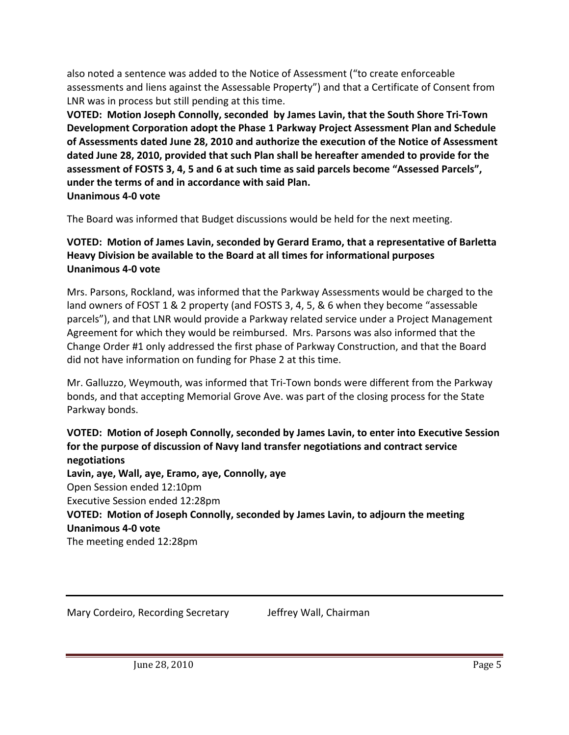also noted a sentence was added to the Notice of Assessment ("to create enforceable assessments and liens against the Assessable Property") and that a Certificate of Consent from LNR was in process but still pending at this time.

**VOTED: Motion Joseph Connolly, seconded by James Lavin, that the South Shore Tri-Town Development Corporation adopt the Phase 1 Parkway Project Assessment Plan and Schedule of Assessments dated June 28, 2010 and authorize the execution of the Notice of Assessment dated June 28, 2010, provided that such Plan shall be hereafter amended to provide for the assessment of FOSTS 3, 4, 5 and 6 at such time as said parcels become "Assessed Parcels", under the terms of and in accordance with said Plan.**
**Unanimous 4-0 vote**

The Board was informed that Budget discussions would be held for the next meeting.

**VOTED: Motion of James Lavin, seconded by Gerard Eramo, that a representative of Barletta Heavy Division be available to the Board at all times for informational purposes**
**Unanimous 4-0 vote**

Mrs. Parsons, Rockland, was informed that the Parkway Assessments would be charged to the land owners of FOST 1 & 2 property (and FOSTS 3, 4, 5, & 6 when they become "assessable parcels"), and that LNR would provide a Parkway related service under a Project Management Agreement for which they would be reimbursed. Mrs. Parsons was also informed that the Change Order #1 only addressed the first phase of Parkway Construction, and that the Board did not have information on funding for Phase 2 at this time.

Mr. Galluzzo, Weymouth, was informed that Tri-Town bonds were different from the Parkway bonds, and that accepting Memorial Grove Ave. was part of the closing process for the State Parkway bonds.

**VOTED: Motion of Joseph Connolly, seconded by James Lavin, to enter into Executive Session for the purpose of discussion of Navy land transfer negotiations and contract service negotiations**
**Lavin, aye, Wall, aye, Eramo, aye, Connolly, aye**
Open Session ended 12:10pm
Executive Session ended 12:28pm
**VOTED: Motion of Joseph Connolly, seconded by James Lavin, to adjourn the meeting**
**Unanimous 4-0 vote**
The meeting ended 12:28pm

---

Mary Cordeiro, Recording Secretary Jeffrey Wall, Chairman